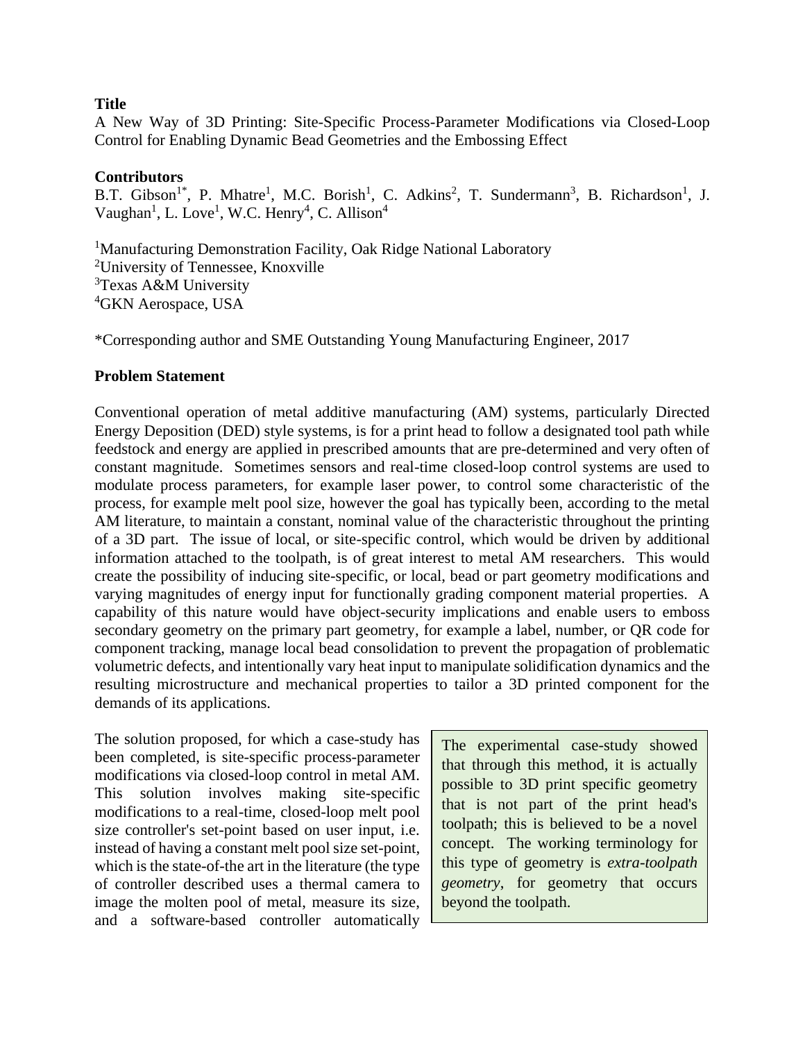**Title**

A New Way of 3D Printing: Site-Specific Process-Parameter Modifications via Closed-Loop Control for Enabling Dynamic Bead Geometries and the Embossing Effect

**Contributors**

B.T. Gibson[1*], P. Mhatre[1], M.C. Borish[1], C. Adkins[2], T. Sundermann[3], B. Richardson[1], J. Vaughan[1], L. Love[1], W.C. Henry[4], C. Allison[4]

[1]Manufacturing Demonstration Facility, Oak Ridge National Laboratory
[2]University of Tennessee, Knoxville
[3]Texas A&M University
[4]GKN Aerospace, USA

*Corresponding author and SME Outstanding Young Manufacturing Engineer, 2017

**Problem Statement**

Conventional operation of metal additive manufacturing (AM) systems, particularly Directed Energy Deposition (DED) style systems, is for a print head to follow a designated tool path while feedstock and energy are applied in prescribed amounts that are pre-determined and very often of constant magnitude. Sometimes sensors and real-time closed-loop control systems are used to modulate process parameters, for example laser power, to control some characteristic of the process, for example melt pool size, however the goal has typically been, according to the metal AM literature, to maintain a constant, nominal value of the characteristic throughout the printing of a 3D part. The issue of local, or site-specific control, which would be driven by additional information attached to the toolpath, is of great interest to metal AM researchers. This would create the possibility of inducing site-specific, or local, bead or part geometry modifications and varying magnitudes of energy input for functionally grading component material properties. A capability of this nature would have object-security implications and enable users to emboss secondary geometry on the primary part geometry, for example a label, number, or QR code for component tracking, manage local bead consolidation to prevent the propagation of problematic volumetric defects, and intentionally vary heat input to manipulate solidification dynamics and the resulting microstructure and mechanical properties to tailor a 3D printed component for the demands of its applications.

The solution proposed, for which a case-study has been completed, is site-specific process-parameter modifications via closed-loop control in metal AM. This solution involves making site-specific modifications to a real-time, closed-loop melt pool size controller's set-point based on user input, i.e. instead of having a constant melt pool size set-point, which is the state-of-the art in the literature (the type of controller described uses a thermal camera to image the molten pool of metal, measure its size, and a software-based controller automatically

> The experimental case-study showed that through this method, it is actually possible to 3D print specific geometry that is not part of the print head's toolpath; this is believed to be a novel concept. The working terminology for this type of geometry is *extra-toolpath geometry*, for geometry that occurs beyond the toolpath.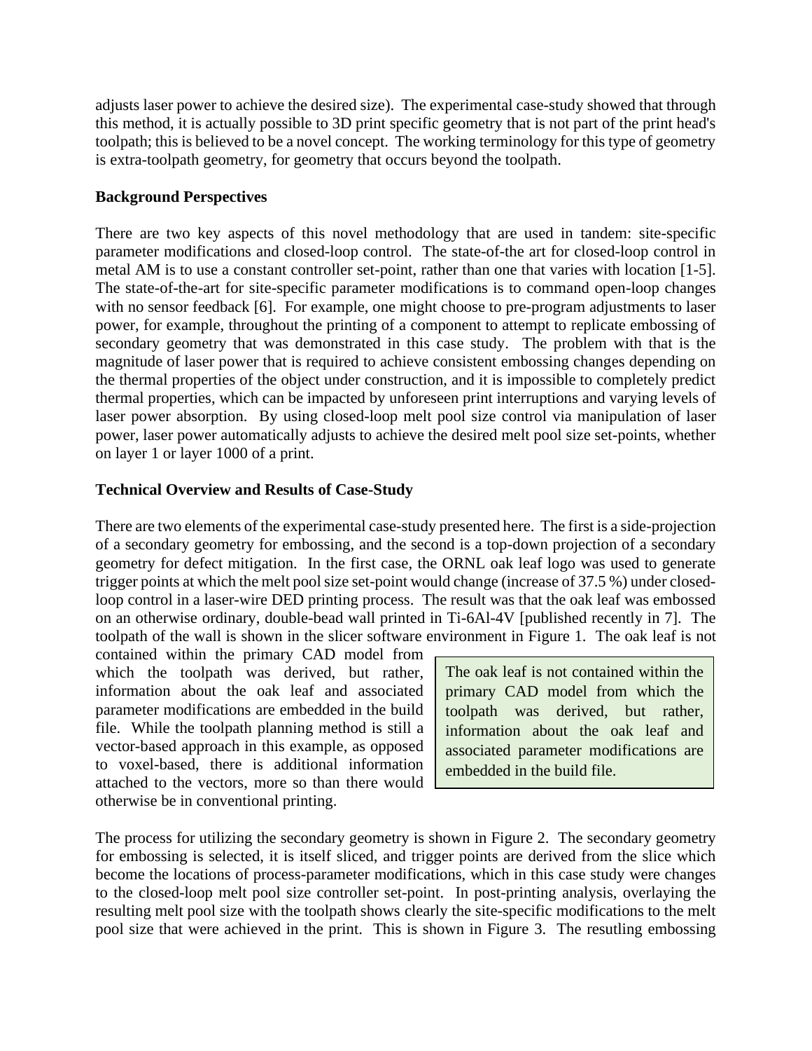adjusts laser power to achieve the desired size). The experimental case-study showed that through this method, it is actually possible to 3D print specific geometry that is not part of the print head's toolpath; this is believed to be a novel concept. The working terminology for this type of geometry is extra-toolpath geometry, for geometry that occurs beyond the toolpath.

**Background Perspectives**

There are two key aspects of this novel methodology that are used in tandem: site-specific parameter modifications and closed-loop control. The state-of-the art for closed-loop control in metal AM is to use a constant controller set-point, rather than one that varies with location [1-5]. The state-of-the-art for site-specific parameter modifications is to command open-loop changes with no sensor feedback [6]. For example, one might choose to pre-program adjustments to laser power, for example, throughout the printing of a component to attempt to replicate embossing of secondary geometry that was demonstrated in this case study. The problem with that is the magnitude of laser power that is required to achieve consistent embossing changes depending on the thermal properties of the object under construction, and it is impossible to completely predict thermal properties, which can be impacted by unforeseen print interruptions and varying levels of laser power absorption. By using closed-loop melt pool size control via manipulation of laser power, laser power automatically adjusts to achieve the desired melt pool size set-points, whether on layer 1 or layer 1000 of a print.

**Technical Overview and Results of Case-Study**

There are two elements of the experimental case-study presented here. The first is a side-projection of a secondary geometry for embossing, and the second is a top-down projection of a secondary geometry for defect mitigation. In the first case, the ORNL oak leaf logo was used to generate trigger points at which the melt pool size set-point would change (increase of 37.5 %) under closed-loop control in a laser-wire DED printing process. The result was that the oak leaf was embossed on an otherwise ordinary, double-bead wall printed in Ti-6Al-4V [published recently in 7]. The toolpath of the wall is shown in the slicer software environment in Figure 1. The oak leaf is not contained within the primary CAD model from which the toolpath was derived, but rather, information about the oak leaf and associated parameter modifications are embedded in the build file. While the toolpath planning method is still a vector-based approach in this example, as opposed to voxel-based, there is additional information attached to the vectors, more so than there would otherwise be in conventional printing.

> The oak leaf is not contained within the primary CAD model from which the toolpath was derived, but rather, information about the oak leaf and associated parameter modifications are embedded in the build file.

The process for utilizing the secondary geometry is shown in Figure 2. The secondary geometry for embossing is selected, it is itself sliced, and trigger points are derived from the slice which become the locations of process-parameter modifications, which in this case study were changes to the closed-loop melt pool size controller set-point. In post-printing analysis, overlaying the resulting melt pool size with the toolpath shows clearly the site-specific modifications to the melt pool size that were achieved in the print. This is shown in Figure 3. The resutling embossing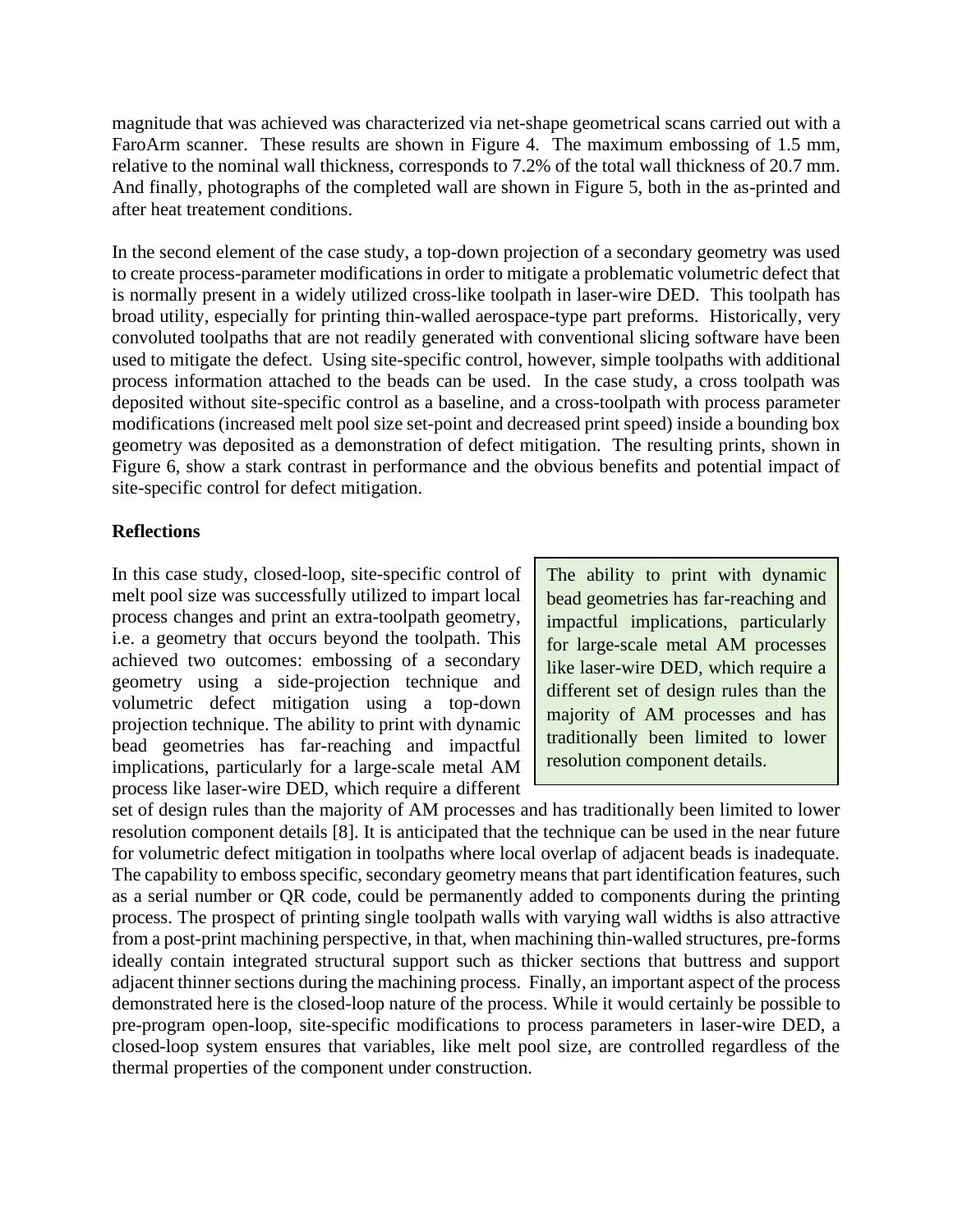magnitude that was achieved was characterized via net-shape geometrical scans carried out with a FaroArm scanner. These results are shown in Figure 4. The maximum embossing of 1.5 mm, relative to the nominal wall thickness, corresponds to 7.2% of the total wall thickness of 20.7 mm. And finally, photographs of the completed wall are shown in Figure 5, both in the as-printed and after heat treatement conditions.

In the second element of the case study, a top-down projection of a secondary geometry was used to create process-parameter modifications in order to mitigate a problematic volumetric defect that is normally present in a widely utilized cross-like toolpath in laser-wire DED. This toolpath has broad utility, especially for printing thin-walled aerospace-type part preforms. Historically, very convoluted toolpaths that are not readily generated with conventional slicing software have been used to mitigate the defect. Using site-specific control, however, simple toolpaths with additional process information attached to the beads can be used. In the case study, a cross toolpath was deposited without site-specific control as a baseline, and a cross-toolpath with process parameter modifications (increased melt pool size set-point and decreased print speed) inside a bounding box geometry was deposited as a demonstration of defect mitigation. The resulting prints, shown in Figure 6, show a stark contrast in performance and the obvious benefits and potential impact of site-specific control for defect mitigation.

**Reflections**

In this case study, closed-loop, site-specific control of melt pool size was successfully utilized to impart local process changes and print an extra-toolpath geometry, i.e. a geometry that occurs beyond the toolpath. This achieved two outcomes: embossing of a secondary geometry using a side-projection technique and volumetric defect mitigation using a top-down projection technique. The ability to print with dynamic bead geometries has far-reaching and impactful implications, particularly for a large-scale metal AM process like laser-wire DED, which require a different set of design rules than the majority of AM processes and has traditionally been limited to lower resolution component details [8]. It is anticipated that the technique can be used in the near future for volumetric defect mitigation in toolpaths where local overlap of adjacent beads is inadequate. The capability to emboss specific, secondary geometry means that part identification features, such as a serial number or QR code, could be permanently added to components during the printing process. The prospect of printing single toolpath walls with varying wall widths is also attractive from a post-print machining perspective, in that, when machining thin-walled structures, pre-forms ideally contain integrated structural support such as thicker sections that buttress and support adjacent thinner sections during the machining process. Finally, an important aspect of the process demonstrated here is the closed-loop nature of the process. While it would certainly be possible to pre-program open-loop, site-specific modifications to process parameters in laser-wire DED, a closed-loop system ensures that variables, like melt pool size, are controlled regardless of the thermal properties of the component under construction.

> The ability to print with dynamic bead geometries has far-reaching and impactful implications, particularly for large-scale metal AM processes like laser-wire DED, which require a different set of design rules than the majority of AM processes and has traditionally been limited to lower resolution component details.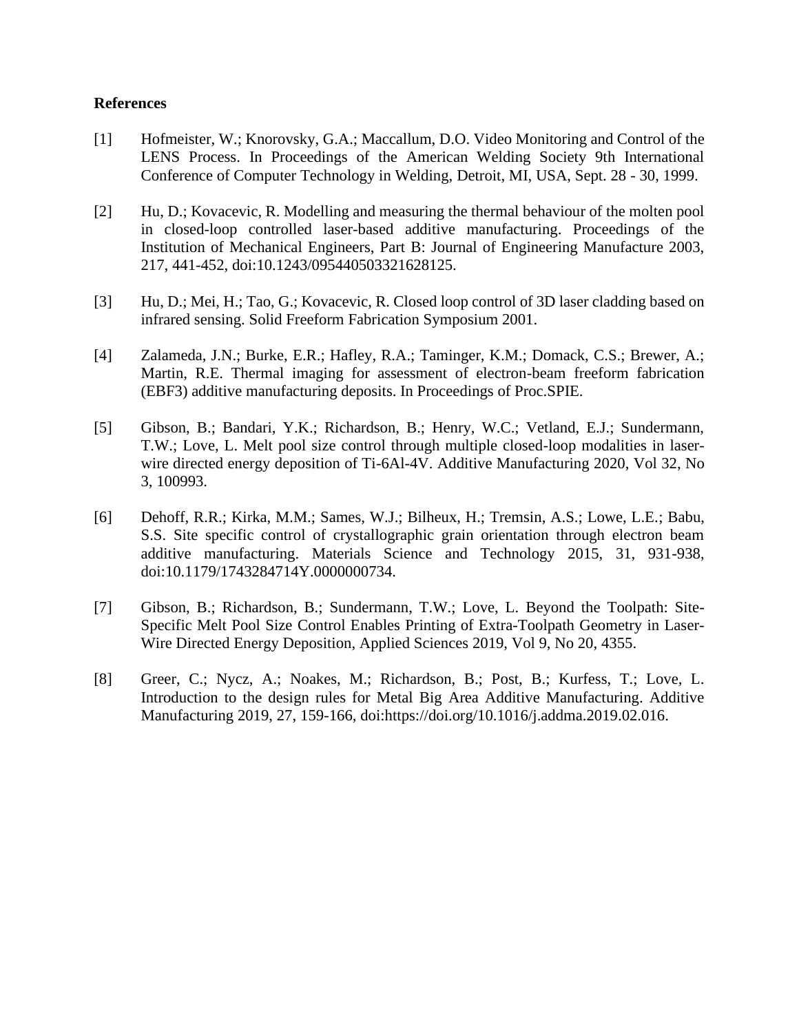## References

[1] Hofmeister, W.; Knorovsky, G.A.; Maccallum, D.O. Video Monitoring and Control of the LENS Process. In Proceedings of the American Welding Society 9th International Conference of Computer Technology in Welding, Detroit, MI, USA, Sept. 28 - 30, 1999.

[2] Hu, D.; Kovacevic, R. Modelling and measuring the thermal behaviour of the molten pool in closed-loop controlled laser-based additive manufacturing. Proceedings of the Institution of Mechanical Engineers, Part B: Journal of Engineering Manufacture 2003, 217, 441-452, doi:10.1243/095440503321628125.

[3] Hu, D.; Mei, H.; Tao, G.; Kovacevic, R. Closed loop control of 3D laser cladding based on infrared sensing. Solid Freeform Fabrication Symposium 2001.

[4] Zalameda, J.N.; Burke, E.R.; Hafley, R.A.; Taminger, K.M.; Domack, C.S.; Brewer, A.; Martin, R.E. Thermal imaging for assessment of electron-beam freeform fabrication (EBF3) additive manufacturing deposits. In Proceedings of Proc.SPIE.

[5] Gibson, B.; Bandari, Y.K.; Richardson, B.; Henry, W.C.; Vetland, E.J.; Sundermann, T.W.; Love, L. Melt pool size control through multiple closed-loop modalities in laser-wire directed energy deposition of Ti-6Al-4V. Additive Manufacturing 2020, Vol 32, No 3, 100993.

[6] Dehoff, R.R.; Kirka, M.M.; Sames, W.J.; Bilheux, H.; Tremsin, A.S.; Lowe, L.E.; Babu, S.S. Site specific control of crystallographic grain orientation through electron beam additive manufacturing. Materials Science and Technology 2015, 31, 931-938, doi:10.1179/1743284714Y.0000000734.

[7] Gibson, B.; Richardson, B.; Sundermann, T.W.; Love, L. Beyond the Toolpath: Site-Specific Melt Pool Size Control Enables Printing of Extra-Toolpath Geometry in Laser-Wire Directed Energy Deposition, Applied Sciences 2019, Vol 9, No 20, 4355.

[8] Greer, C.; Nycz, A.; Noakes, M.; Richardson, B.; Post, B.; Kurfess, T.; Love, L. Introduction to the design rules for Metal Big Area Additive Manufacturing. Additive Manufacturing 2019, 27, 159-166, doi:https://doi.org/10.1016/j.addma.2019.02.016.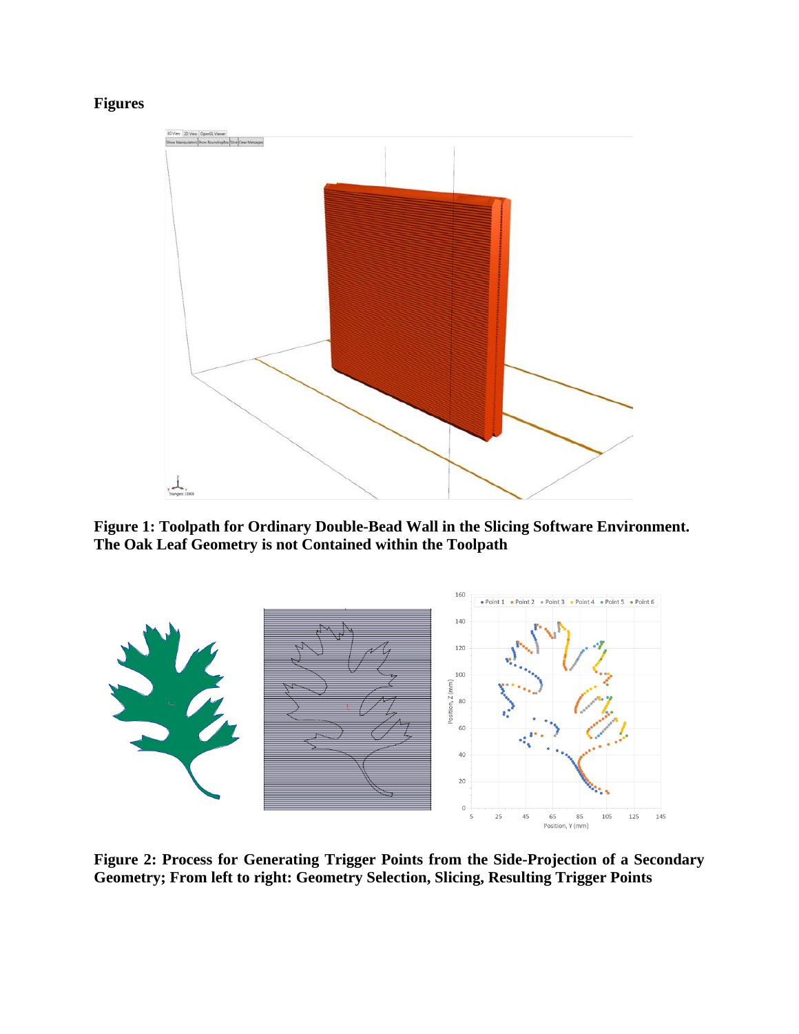**Figures**

**Figure 1: Toolpath for Ordinary Double-Bead Wall in the Slicing Software Environment. The Oak Leaf Geometry is not Contained within the Toolpath**

**Figure 2: Process for Generating Trigger Points from the Side-Projection of a Secondary Geometry; From left to right: Geometry Selection, Slicing, Resulting Trigger Points**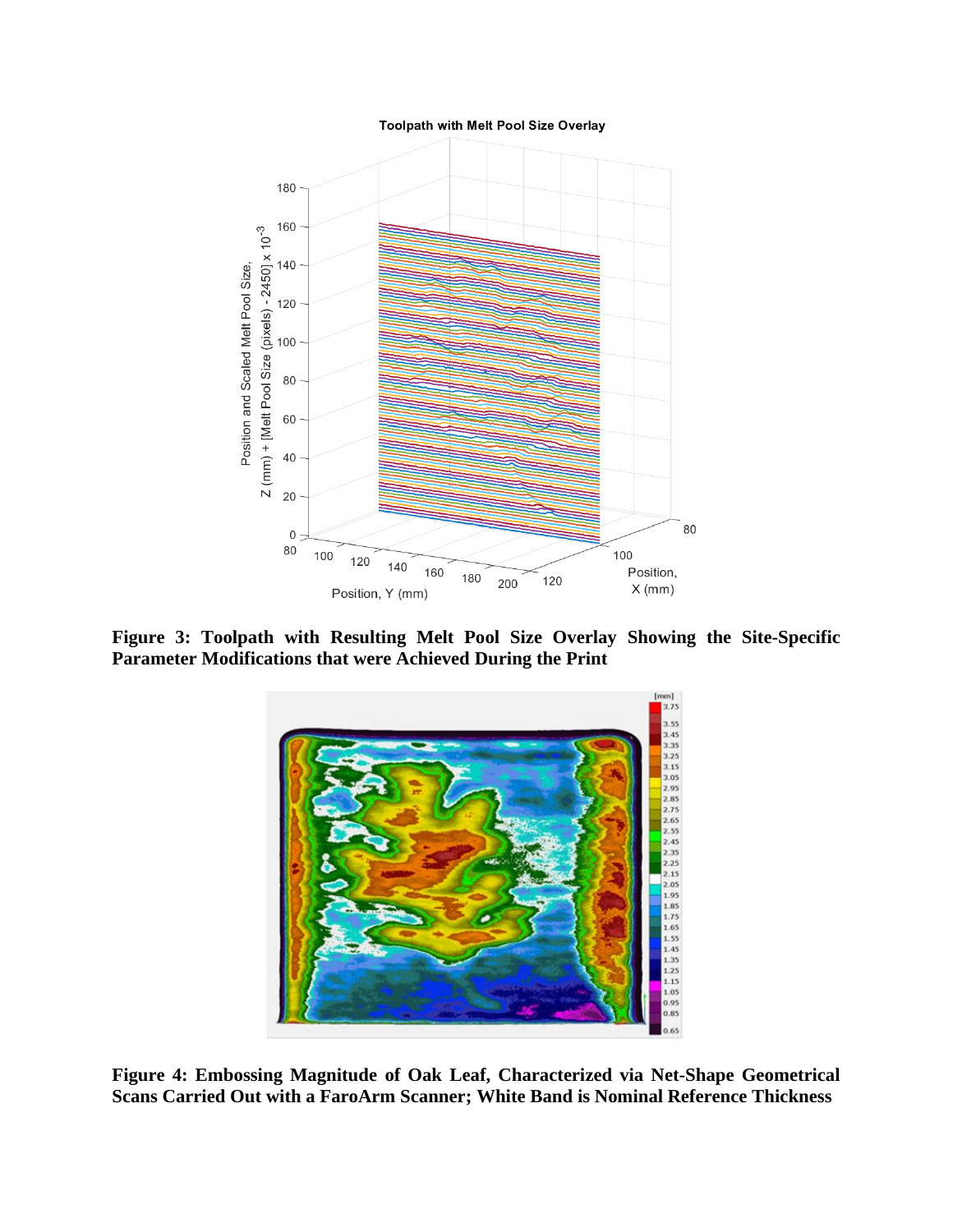**Figure 3: Toolpath with Resulting Melt Pool Size Overlay Showing the Site-Specific Parameter Modifications that were Achieved During the Print**

**Figure 4: Embossing Magnitude of Oak Leaf, Characterized via Net-Shape Geometrical Scans Carried Out with a FaroArm Scanner; White Band is Nominal Reference Thickness**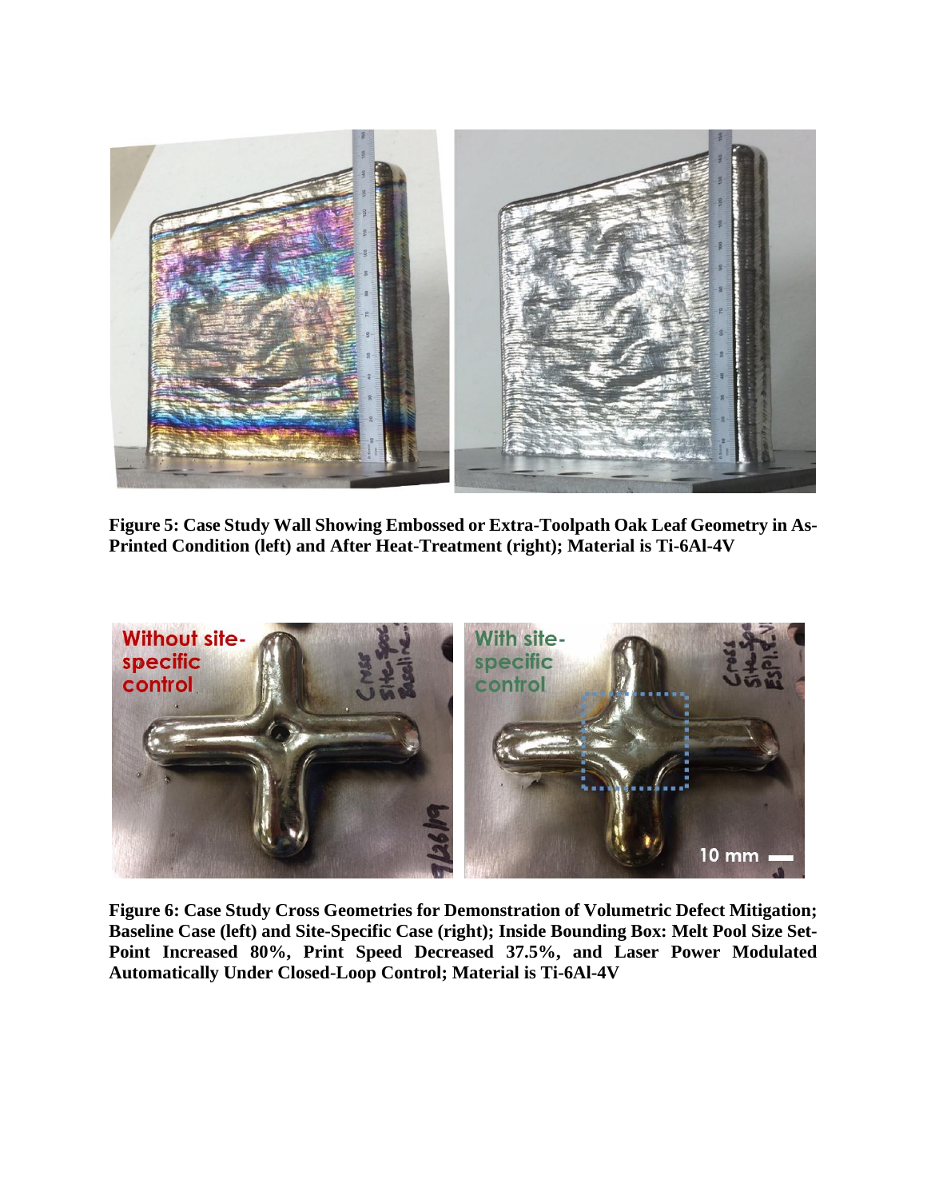**Figure 5: Case Study Wall Showing Embossed or Extra-Toolpath Oak Leaf Geometry in As-Printed Condition (left) and After Heat-Treatment (right); Material is Ti-6Al-4V**

**Figure 6: Case Study Cross Geometries for Demonstration of Volumetric Defect Mitigation; Baseline Case (left) and Site-Specific Case (right); Inside Bounding Box: Melt Pool Size Set-Point Increased 80%, Print Speed Decreased 37.5%, and Laser Power Modulated Automatically Under Closed-Loop Control; Material is Ti-6Al-4V**